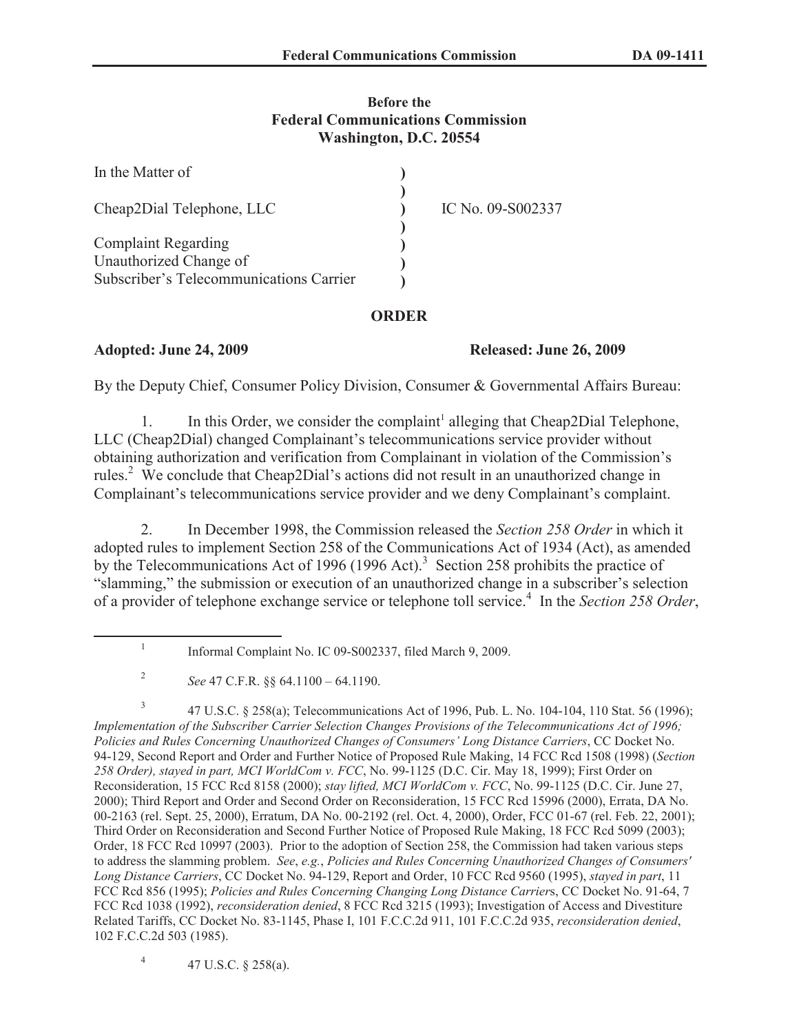**Before the**
**Federal Communications Commission**
**Washington, D.C. 20554**

| | | |
|---|---|---|
| In the Matter of | ) | |
| | ) | |
| Cheap2Dial Telephone, LLC | ) | IC No. 09-S002337 |
| | ) | |
| Complaint Regarding | ) | |
| Unauthorized Change of | ) | |
| Subscriber's Telecommunications Carrier | ) | |

## ORDER

**Adopted: June 24, 2009** **Released: June 26, 2009**

By the Deputy Chief, Consumer Policy Division, Consumer & Governmental Affairs Bureau:

1. In this Order, we consider the complaint[1] alleging that Cheap2Dial Telephone, LLC (Cheap2Dial) changed Complainant's telecommunications service provider without obtaining authorization and verification from Complainant in violation of the Commission's rules.[2] We conclude that Cheap2Dial's actions did not result in an unauthorized change in Complainant's telecommunications service provider and we deny Complainant's complaint.

2. In December 1998, the Commission released the *Section 258 Order* in which it adopted rules to implement Section 258 of the Communications Act of 1934 (Act), as amended by the Telecommunications Act of 1996 (1996 Act).[3] Section 258 prohibits the practice of "slamming," the submission or execution of an unauthorized change in a subscriber's selection of a provider of telephone exchange service or telephone toll service.[4] In the *Section 258 Order*,

---

[1] Informal Complaint No. IC 09-S002337, filed March 9, 2009.

[2] *See* 47 C.F.R. §§ 64.1100 – 64.1190.

[3] 47 U.S.C. § 258(a); Telecommunications Act of 1996, Pub. L. No. 104-104, 110 Stat. 56 (1996); *Implementation of the Subscriber Carrier Selection Changes Provisions of the Telecommunications Act of 1996; Policies and Rules Concerning Unauthorized Changes of Consumers' Long Distance Carriers*, CC Docket No. 94-129, Second Report and Order and Further Notice of Proposed Rule Making, 14 FCC Rcd 1508 (1998) (*Section 258 Order), stayed in part, MCI WorldCom v. FCC*, No. 99-1125 (D.C. Cir. May 18, 1999); First Order on Reconsideration, 15 FCC Rcd 8158 (2000); *stay lifted, MCI WorldCom v. FCC*, No. 99-1125 (D.C. Cir. June 27, 2000); Third Report and Order and Second Order on Reconsideration, 15 FCC Rcd 15996 (2000), Errata, DA No. 00-2163 (rel. Sept. 25, 2000), Erratum, DA No. 00-2192 (rel. Oct. 4, 2000), Order, FCC 01-67 (rel. Feb. 22, 2001); Third Order on Reconsideration and Second Further Notice of Proposed Rule Making, 18 FCC Rcd 5099 (2003); Order, 18 FCC Rcd 10997 (2003). Prior to the adoption of Section 258, the Commission had taken various steps to address the slamming problem. *See*, *e.g.*, *Policies and Rules Concerning Unauthorized Changes of Consumers' Long Distance Carriers*, CC Docket No. 94-129, Report and Order, 10 FCC Rcd 9560 (1995), *stayed in part*, 11 FCC Rcd 856 (1995); *Policies and Rules Concerning Changing Long Distance Carrier*s, CC Docket No. 91-64, 7 FCC Rcd 1038 (1992), *reconsideration denied*, 8 FCC Rcd 3215 (1993); Investigation of Access and Divestiture Related Tariffs, CC Docket No. 83-1145, Phase I, 101 F.C.C.2d 911, 101 F.C.C.2d 935, *reconsideration denied*, 102 F.C.C.2d 503 (1985).

[4] 47 U.S.C. § 258(a).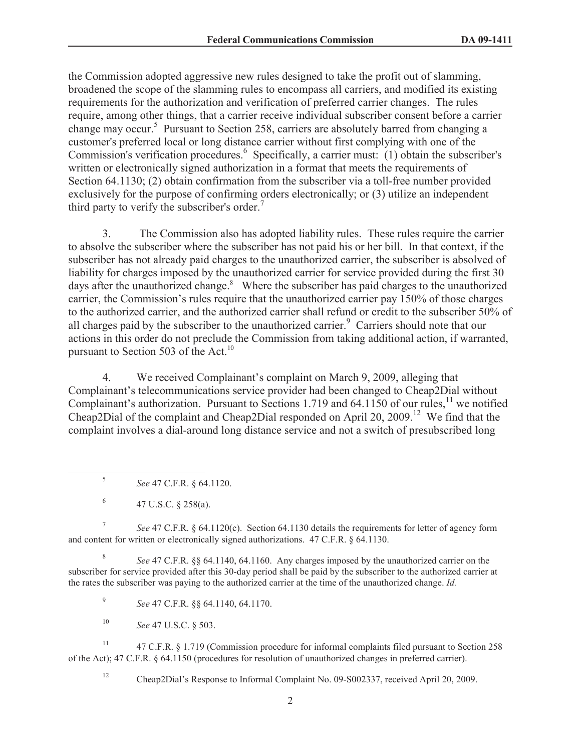the Commission adopted aggressive new rules designed to take the profit out of slamming, broadened the scope of the slamming rules to encompass all carriers, and modified its existing requirements for the authorization and verification of preferred carrier changes. The rules require, among other things, that a carrier receive individual subscriber consent before a carrier change may occur.[5] Pursuant to Section 258, carriers are absolutely barred from changing a customer's preferred local or long distance carrier without first complying with one of the Commission's verification procedures.[6] Specifically, a carrier must: (1) obtain the subscriber's written or electronically signed authorization in a format that meets the requirements of Section 64.1130; (2) obtain confirmation from the subscriber via a toll-free number provided exclusively for the purpose of confirming orders electronically; or (3) utilize an independent third party to verify the subscriber's order.[7]

3. The Commission also has adopted liability rules. These rules require the carrier to absolve the subscriber where the subscriber has not paid his or her bill. In that context, if the subscriber has not already paid charges to the unauthorized carrier, the subscriber is absolved of liability for charges imposed by the unauthorized carrier for service provided during the first 30 days after the unauthorized change.[8] Where the subscriber has paid charges to the unauthorized carrier, the Commission's rules require that the unauthorized carrier pay 150% of those charges to the authorized carrier, and the authorized carrier shall refund or credit to the subscriber 50% of all charges paid by the subscriber to the unauthorized carrier.[9] Carriers should note that our actions in this order do not preclude the Commission from taking additional action, if warranted, pursuant to Section 503 of the Act.[10]

4. We received Complainant's complaint on March 9, 2009, alleging that Complainant's telecommunications service provider had been changed to Cheap2Dial without Complainant's authorization. Pursuant to Sections 1.719 and 64.1150 of our rules,[11] we notified Cheap2Dial of the complaint and Cheap2Dial responded on April 20, 2009.[12] We find that the complaint involves a dial-around long distance service and not a switch of presubscribed long

---

[5] *See* 47 C.F.R. § 64.1120.

[6] 47 U.S.C. § 258(a).

[7] *See* 47 C.F.R. § 64.1120(c). Section 64.1130 details the requirements for letter of agency form and content for written or electronically signed authorizations. 47 C.F.R. § 64.1130.

[8] *See* 47 C.F.R. §§ 64.1140, 64.1160. Any charges imposed by the unauthorized carrier on the subscriber for service provided after this 30-day period shall be paid by the subscriber to the authorized carrier at the rates the subscriber was paying to the authorized carrier at the time of the unauthorized change. *Id.*

[9] *See* 47 C.F.R. §§ 64.1140, 64.1170.

[10] *See* 47 U.S.C. § 503.

[11] 47 C.F.R. § 1.719 (Commission procedure for informal complaints filed pursuant to Section 258 of the Act); 47 C.F.R. § 64.1150 (procedures for resolution of unauthorized changes in preferred carrier).

[12] Cheap2Dial's Response to Informal Complaint No. 09-S002337, received April 20, 2009.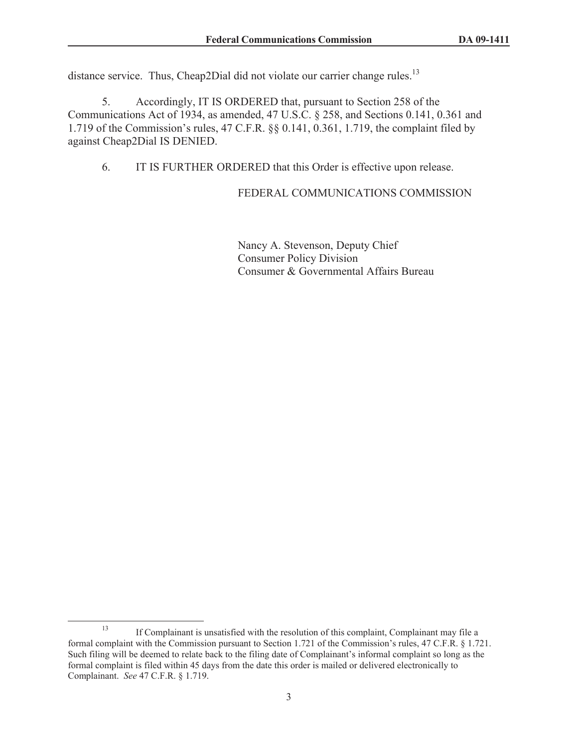distance service. Thus, Cheap2Dial did not violate our carrier change rules.[13]

5. Accordingly, IT IS ORDERED that, pursuant to Section 258 of the Communications Act of 1934, as amended, 47 U.S.C. § 258, and Sections 0.141, 0.361 and 1.719 of the Commission's rules, 47 C.F.R. §§ 0.141, 0.361, 1.719, the complaint filed by against Cheap2Dial IS DENIED.

6. IT IS FURTHER ORDERED that this Order is effective upon release.

FEDERAL COMMUNICATIONS COMMISSION

Nancy A. Stevenson, Deputy Chief
Consumer Policy Division
Consumer & Governmental Affairs Bureau

---

[13] If Complainant is unsatisfied with the resolution of this complaint, Complainant may file a formal complaint with the Commission pursuant to Section 1.721 of the Commission's rules, 47 C.F.R. § 1.721. Such filing will be deemed to relate back to the filing date of Complainant's informal complaint so long as the formal complaint is filed within 45 days from the date this order is mailed or delivered electronically to Complainant. *See* 47 C.F.R. § 1.719.